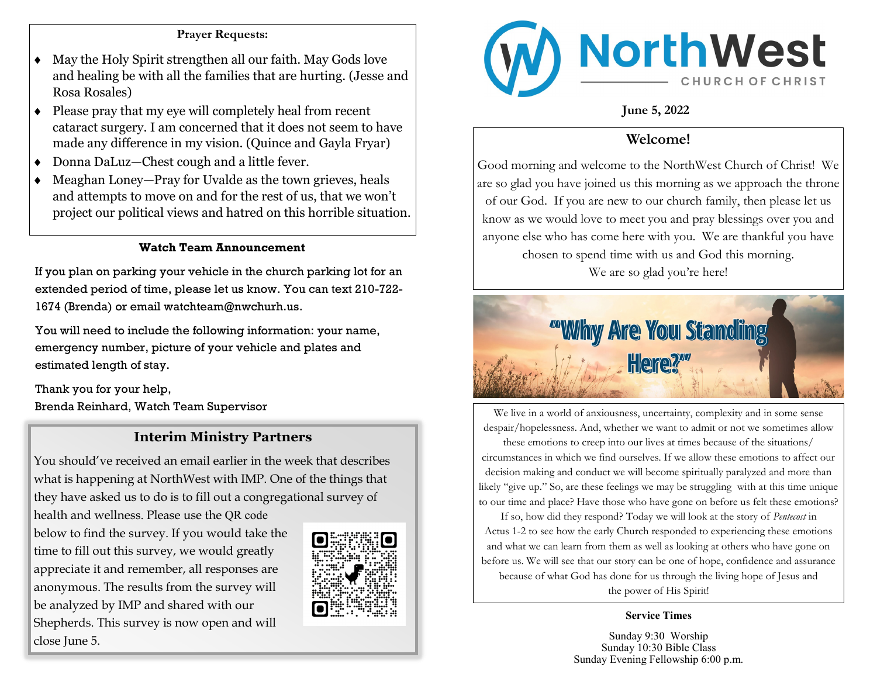**Prayer Requests:**

- May the Holy Spirit strengthen all our faith. May Gods love and healing be with all the families that are hurting. (Jesse and Rosa Rosales)
- Please pray that my eye will completely heal from recent cataract surgery. I am concerned that it does not seem to have made any difference in my vision. (Quince and Gayla Fryar)
- Donna DaLuz—Chest cough and a little fever.
- Meaghan Loney—Pray for Uvalde as the town grieves, heals and attempts to move on and for the rest of us, that we won't project our political views and hatred on this horrible situation.

### Watch Team Announcement

If you plan on parking your vehicle in the church parking lot for an extended period of time, please let us know. You can text 210-722-1674 (Brenda) or email watchteam@nwchurh.us.

You will need to include the following information: your name, emergency number, picture of your vehicle and plates and estimated length of stay.

Thank you for your help,
Brenda Reinhard, Watch Team Supervisor

### Interim Ministry Partners

You should've received an email earlier in the week that describes what is happening at NorthWest with IMP. One of the things that they have asked us to do is to fill out a congregational survey of health and wellness. Please use the QR code below to find the survey. If you would take the time to fill out this survey, we would greatly appreciate it and remember, all responses are anonymous. The results from the survey will be analyzed by IMP and shared with our Shepherds. This survey is now open and will close June 5.

# NorthWest
CHURCH OF CHRIST

**June 5, 2022**

## Welcome!

Good morning and welcome to the NorthWest Church of Christ! We are so glad you have joined us this morning as we approach the throne of our God. If you are new to our church family, then please let us know as we would love to meet you and pray blessings over you and anyone else who has come here with you. We are thankful you have chosen to spend time with us and God this morning.
We are so glad you're here!

## "Why Are You Standing Here?"

We live in a world of anxiousness, uncertainty, complexity and in some sense despair/hopelessness. And, whether we want to admit or not we sometimes allow these emotions to creep into our lives at times because of the situations/circumstances in which we find ourselves. If we allow these emotions to affect our decision making and conduct we will become spiritually paralyzed and more than likely "give up." So, are these feelings we may be struggling with at this time unique to our time and place? Have those who have gone on before us felt these emotions? If so, how did they respond? Today we will look at the story of *Pentecost* in Actus 1-2 to see how the early Church responded to experiencing these emotions and what we can learn from them as well as looking at others who have gone on before us. We will see that our story can be one of hope, confidence and assurance because of what God has done for us through the living hope of Jesus and the power of His Spirit!

**Service Times**

Sunday 9:30 Worship
Sunday 10:30 Bible Class
Sunday Evening Fellowship 6:00 p.m.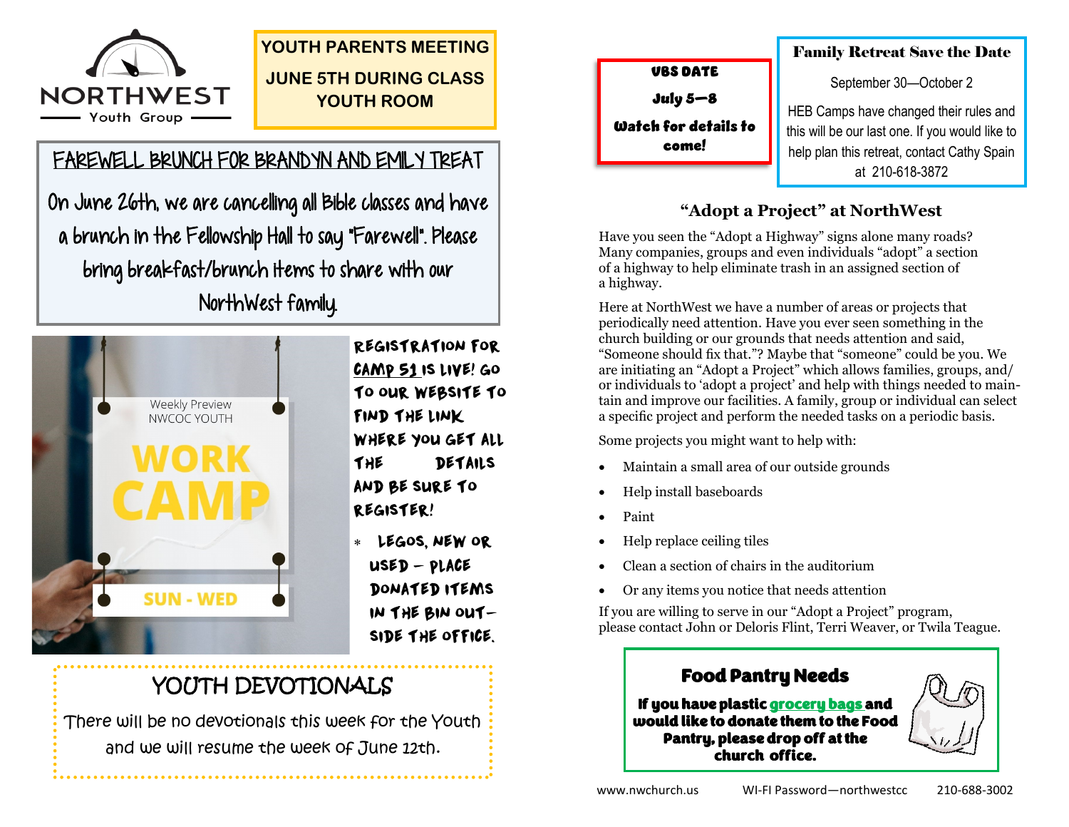NORTHWEST

Youth Group

**YOUTH PARENTS MEETING**

**JUNE 5TH DURING CLASS YOUTH ROOM**

## FAREWELL BRUNCH FOR BRANDYN AND EMILY TREAT

On June 26th, we are cancelling all Bible classes and have a brunch in the Fellowship Hall to say "Farewell". Please bring breakfast/brunch items to share with our NorthWest family.

Weekly Preview
NWCOC YOUTH

WORK CAMP

SUN - WED

REGISTRATION FOR CAMP 51 IS LIVE! GO TO OUR WEBSITE TO FIND THE LINK WHERE YOU GET ALL THE DETAILS AND BE SURE TO REGISTER!

* LEGOS, NEW OR USED – PLACE DONATED ITEMS IN THE BIN OUTSIDE THE OFFICE.

## YOUTH DEVOTIONALS

There will be no devotionals this week for the Youth and we will resume the week of June 12th.

**VBS DATE**

**July 5—8**

**Watch for details to come!**

**Family Retreat Save the Date**

September 30—October 2

HEB Camps have changed their rules and this will be our last one. If you would like to help plan this retreat, contact Cathy Spain at 210-618-3872

## "Adopt a Project" at NorthWest

Have you seen the "Adopt a Highway" signs alone many roads? Many companies, groups and even individuals "adopt" a section of a highway to help eliminate trash in an assigned section of a highway.

Here at NorthWest we have a number of areas or projects that periodically need attention. Have you ever seen something in the church building or our grounds that needs attention and said, "Someone should fix that."? Maybe that "someone" could be you. We are initiating an "Adopt a Project" which allows families, groups, and/or individuals to 'adopt a project' and help with things needed to maintain and improve our facilities. A family, group or individual can select a specific project and perform the needed tasks on a periodic basis.

Some projects you might want to help with:

- Maintain a small area of our outside grounds
- Help install baseboards
- Paint
- Help replace ceiling tiles
- Clean a section of chairs in the auditorium
- Or any items you notice that needs attention

If you are willing to serve in our "Adopt a Project" program, please contact John or Deloris Flint, Terri Weaver, or Twila Teague.

### Food Pantry Needs

**If you have plastic grocery bags and would like to donate them to the Food Pantry, please drop off at the church office.**

www.nwchurch.us WI-FI Password—northwestcc 210-688-3002